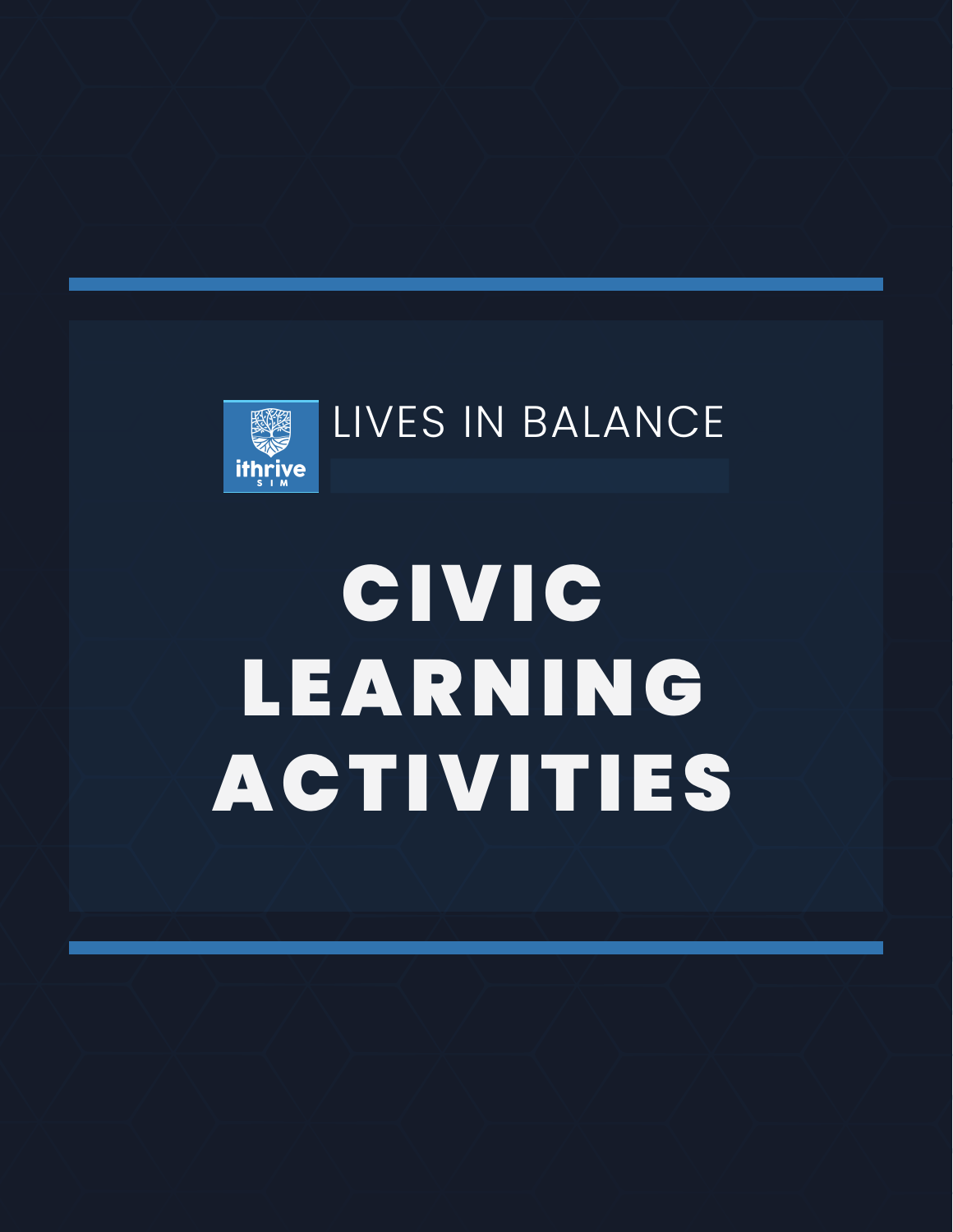ithrive SIM

LIVES IN BALANCE

# CIVIC LEARNING ACTIVITIES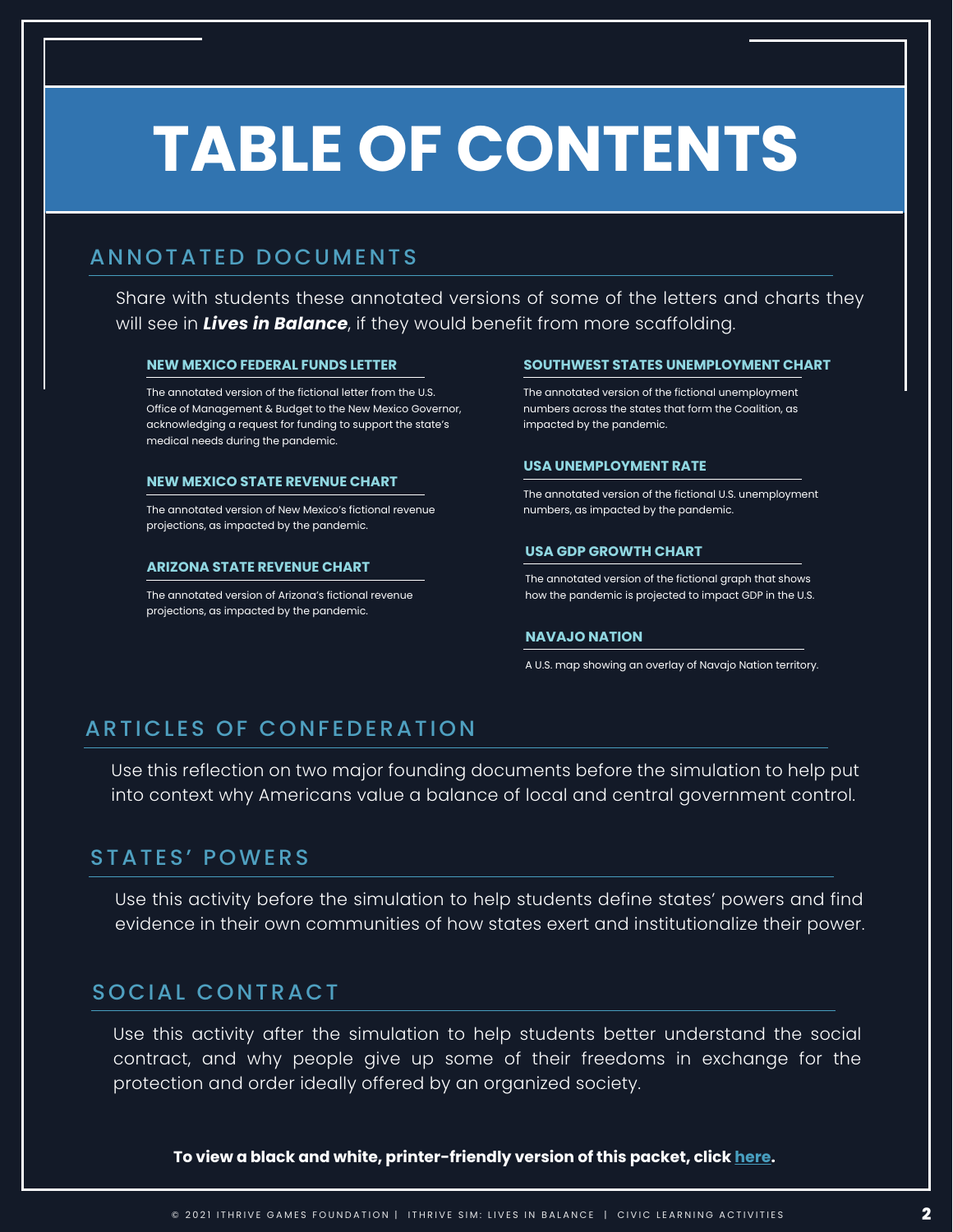# TABLE OF CONTENTS

## ANNOTATED DOCUMENTS

Share with students these annotated versions of some of the letters and charts they will see in ***Lives in Balance***, if they would benefit from more scaffolding.

### NEW MEXICO FEDERAL FUNDS LETTER

The annotated version of the fictional letter from the U.S. Office of Management & Budget to the New Mexico Governor, acknowledging a request for funding to support the state's medical needs during the pandemic.

### NEW MEXICO STATE REVENUE CHART

The annotated version of New Mexico's fictional revenue projections, as impacted by the pandemic.

### ARIZONA STATE REVENUE CHART

The annotated version of Arizona's fictional revenue projections, as impacted by the pandemic.

### SOUTHWEST STATES UNEMPLOYMENT CHART

The annotated version of the fictional unemployment numbers across the states that form the Coalition, as impacted by the pandemic.

### USA UNEMPLOYMENT RATE

The annotated version of the fictional U.S. unemployment numbers, as impacted by the pandemic.

### USA GDP GROWTH CHART

The annotated version of the fictional graph that shows how the pandemic is projected to impact GDP in the U.S.

### NAVAJO NATION

A U.S. map showing an overlay of Navajo Nation territory.

## ARTICLES OF CONFEDERATION

Use this reflection on two major founding documents before the simulation to help put into context why Americans value a balance of local and central government control.

## STATES' POWERS

Use this activity before the simulation to help students define states' powers and find evidence in their own communities of how states exert and institutionalize their power.

## SOCIAL CONTRACT

Use this activity after the simulation to help students better understand the social contract, and why people give up some of their freedoms in exchange for the protection and order ideally offered by an organized society.

**To view a black and white, printer-friendly version of this packet, click here.**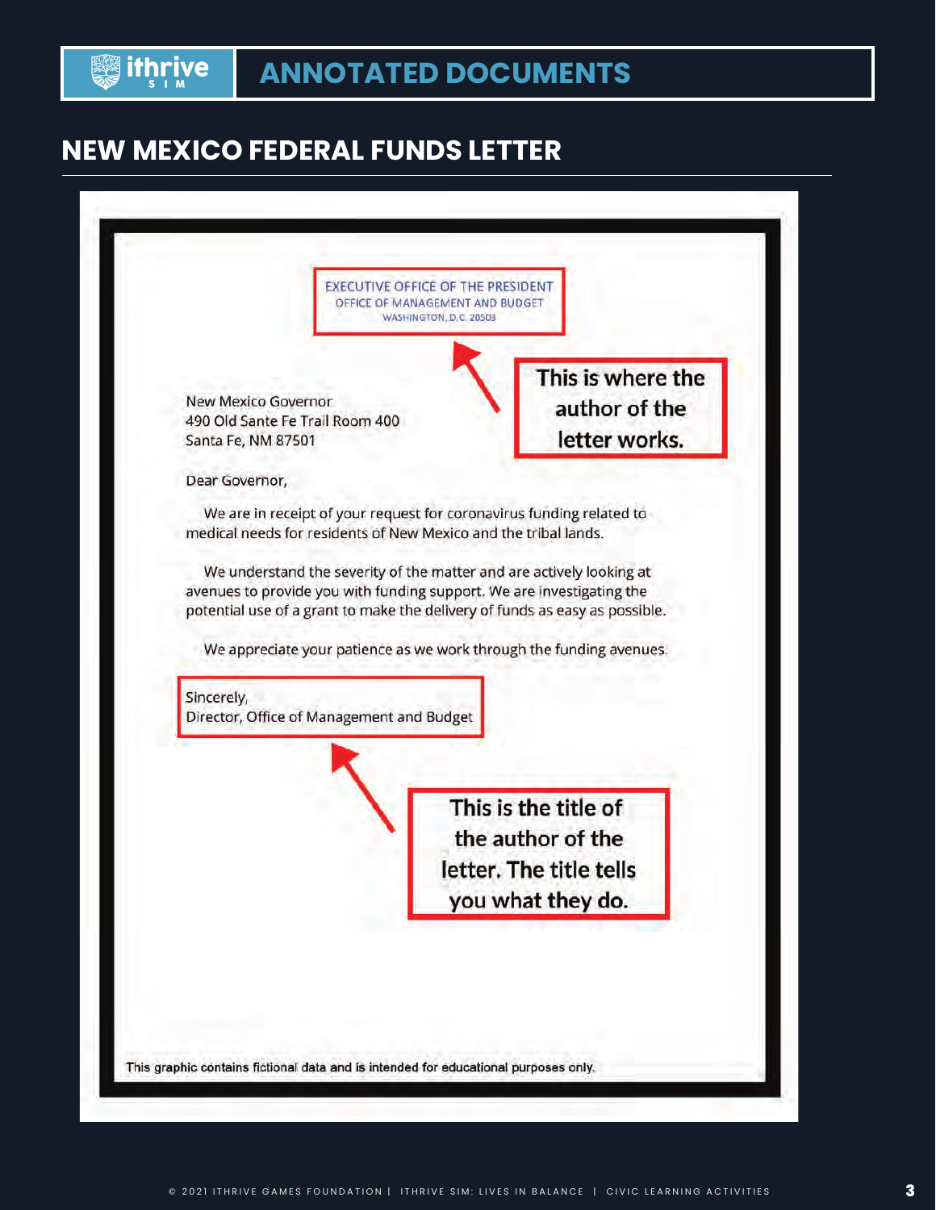# ANNOTATED DOCUMENTS

## NEW MEXICO FEDERAL FUNDS LETTER

EXECUTIVE OFFICE OF THE PRESIDENT
OFFICE OF MANAGEMENT AND BUDGET
WASHINGTON, D.C. 20503

**This is where the author of the letter works.**

New Mexico Governor
490 Old Sante Fe Trail Room 400
Santa Fe, NM 87501

Dear Governor,

We are in receipt of your request for coronavirus funding related to medical needs for residents of New Mexico and the tribal lands.

We understand the severity of the matter and are actively looking at avenues to provide you with funding support. We are investigating the potential use of a grant to make the delivery of funds as easy as possible.

We appreciate your patience as we work through the funding avenues.

Sincerely,
Director, Office of Management and Budget

**This is the title of the author of the letter. The title tells you what they do.**

This graphic contains fictional data and is intended for educational purposes only.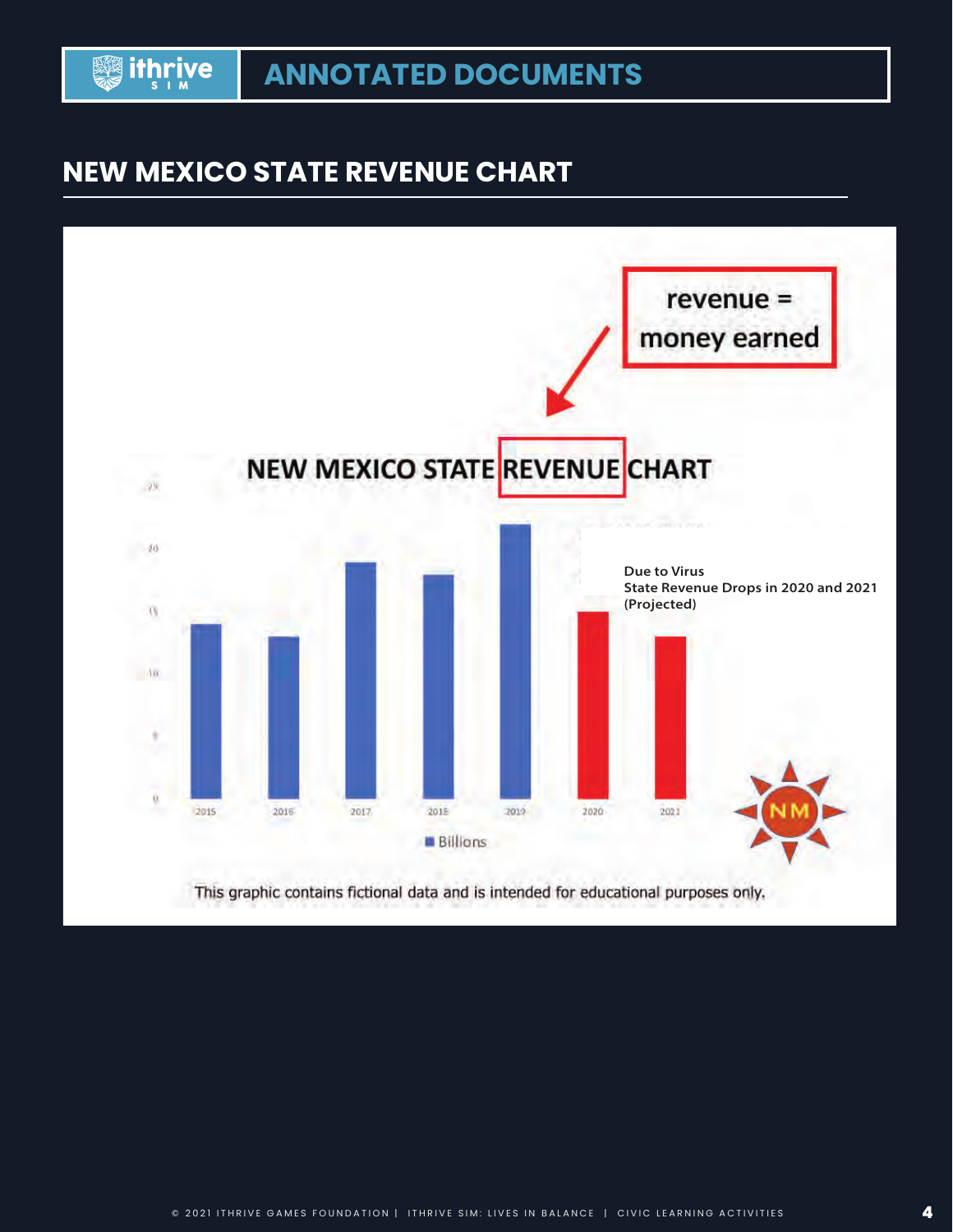## NEW MEXICO STATE REVENUE CHART

revenue = money earned

NEW MEXICO STATE REVENUE CHART

Due to Virus
State Revenue Drops in 2020 and 2021
(Projected)

Billions

This graphic contains fictional data and is intended for educational purposes only.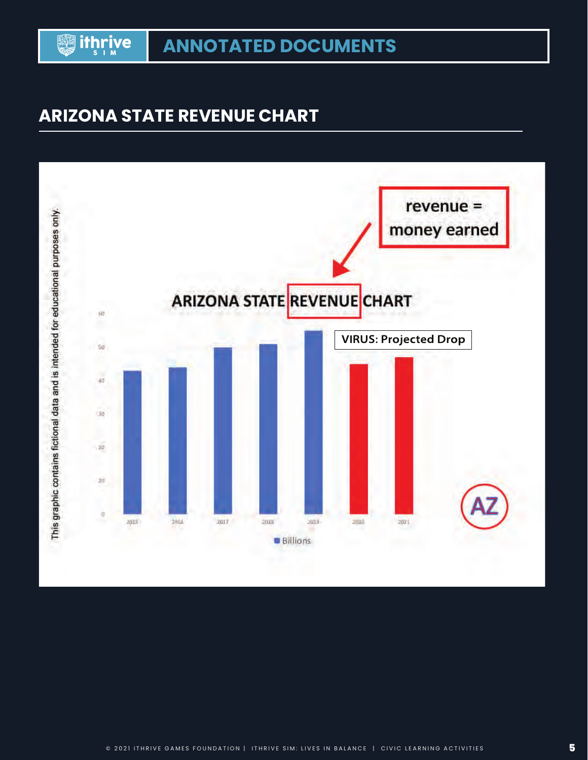# ANNOTATED DOCUMENTS

## ARIZONA STATE REVENUE CHART

revenue = money earned

ARIZONA STATE REVENUE CHART

VIRUS: Projected Drop

| Year | Billions |
|---|---|
| 2015 | ~43 |
| 2016 | ~44 |
| 2017 | ~50 |
| 2018 | ~51 |
| 2019 | ~55 |
| 2020 | ~45 |
| 2021 | ~47 |

Billions

AZ

This graphic contains fictional data and is intended for educational purposes only.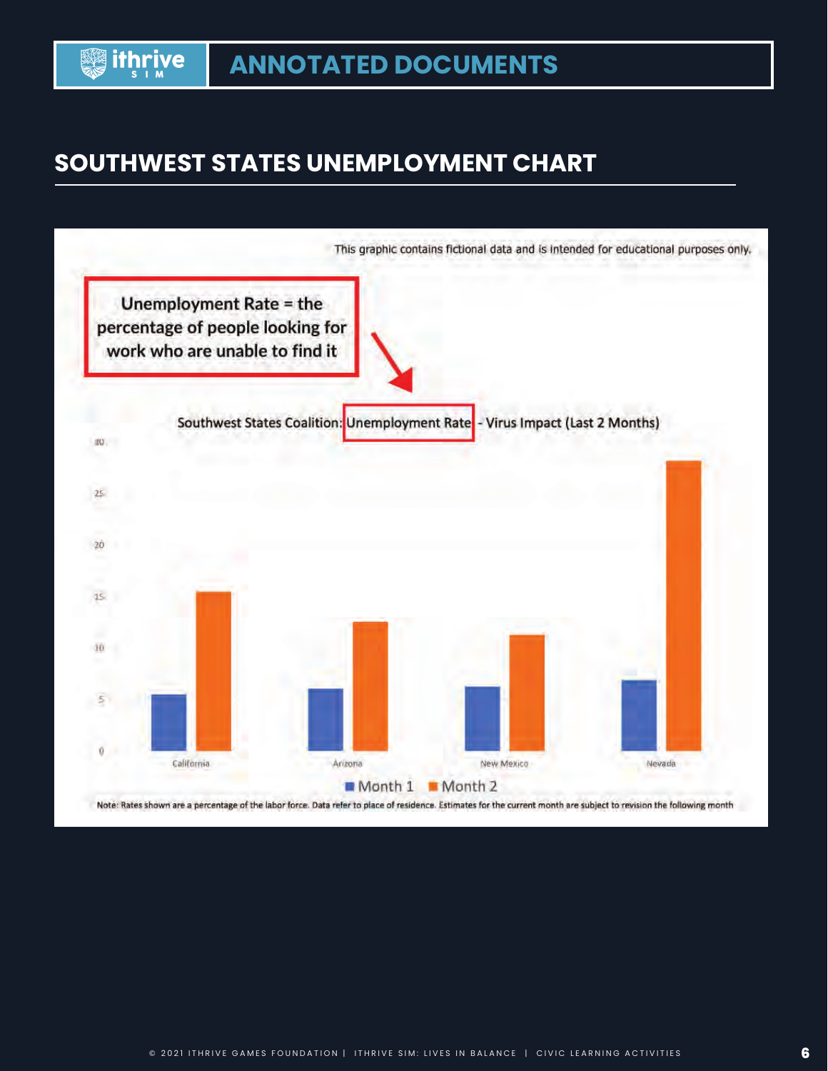# ANNOTATED DOCUMENTS

## SOUTHWEST STATES UNEMPLOYMENT CHART

This graphic contains fictional data and is intended for educational purposes only.

Unemployment Rate = the percentage of people looking for work who are unable to find it

Southwest States Coalition: Unemployment Rate - Virus Impact (Last 2 Months)

30
25
20
15
10
5
0

California | Arizona | New Mexico | Nevada

Month 1 | Month 2

Note: Rates shown are a percentage of the labor force. Data refer to place of residence. Estimates for the current month are subject to revision the following month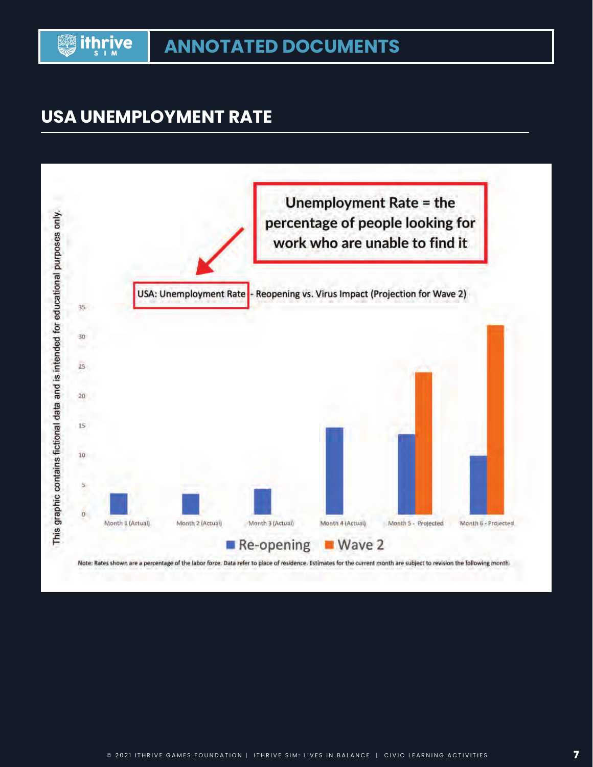## USA UNEMPLOYMENT RATE

Unemployment Rate = the percentage of people looking for work who are unable to find it

USA: Unemployment Rate - Reopening vs. Virus Impact (Projection for Wave 2)

| | Re-opening | Wave 2 |
|---|---|---|
| Month 1 (Actual) | ~3.5 | |
| Month 2 (Actual) | ~3.5 | |
| Month 3 (Actual) | ~4.4 | |
| Month 4 (Actual) | ~14.7 | |
| Month 5 - Projected | ~13.5 | ~24 |
| Month 6 - Projected | ~10 | ~32 |

Note: Rates shown are a percentage of the labor force. Data refer to place of residence. Estimates for the current month are subject to revision the following month.

This graphic contains fictional data and is intended for educational purposes only.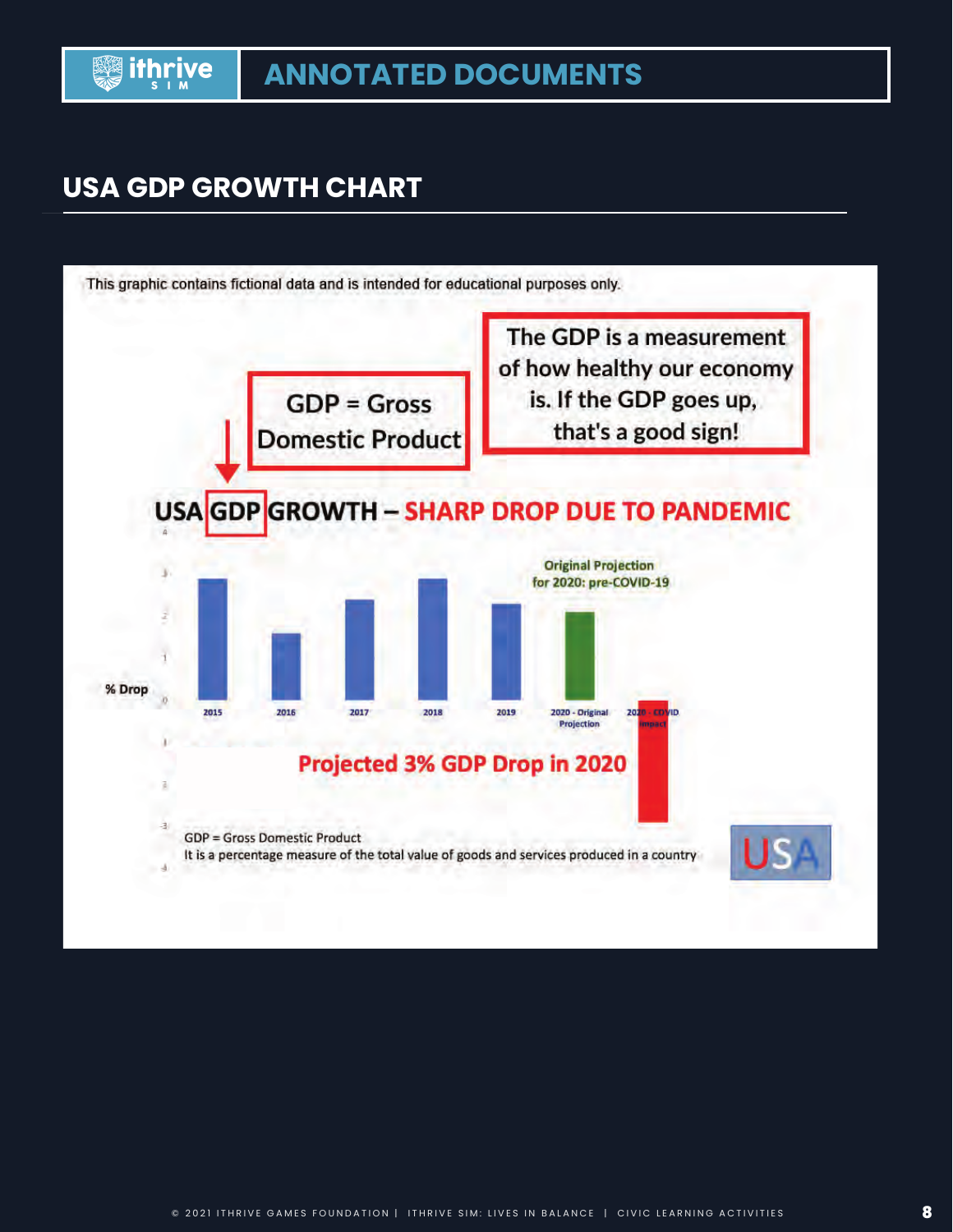## USA GDP GROWTH CHART

This graphic contains fictional data and is intended for educational purposes only.

GDP = Gross Domestic Product

The GDP is a measurement of how healthy our economy is. If the GDP goes up, that's a good sign!

USA GDP GROWTH – SHARP DROP DUE TO PANDEMIC

Original Projection for 2020: pre-COVID-19

% Drop

2015 | 2016 | 2017 | 2018 | 2019 | 2020 - Original Projection | 2020 - COVID Impact

Projected 3% GDP Drop in 2020

GDP = Gross Domestic Product
It is a percentage measure of the total value of goods and services produced in a country

USA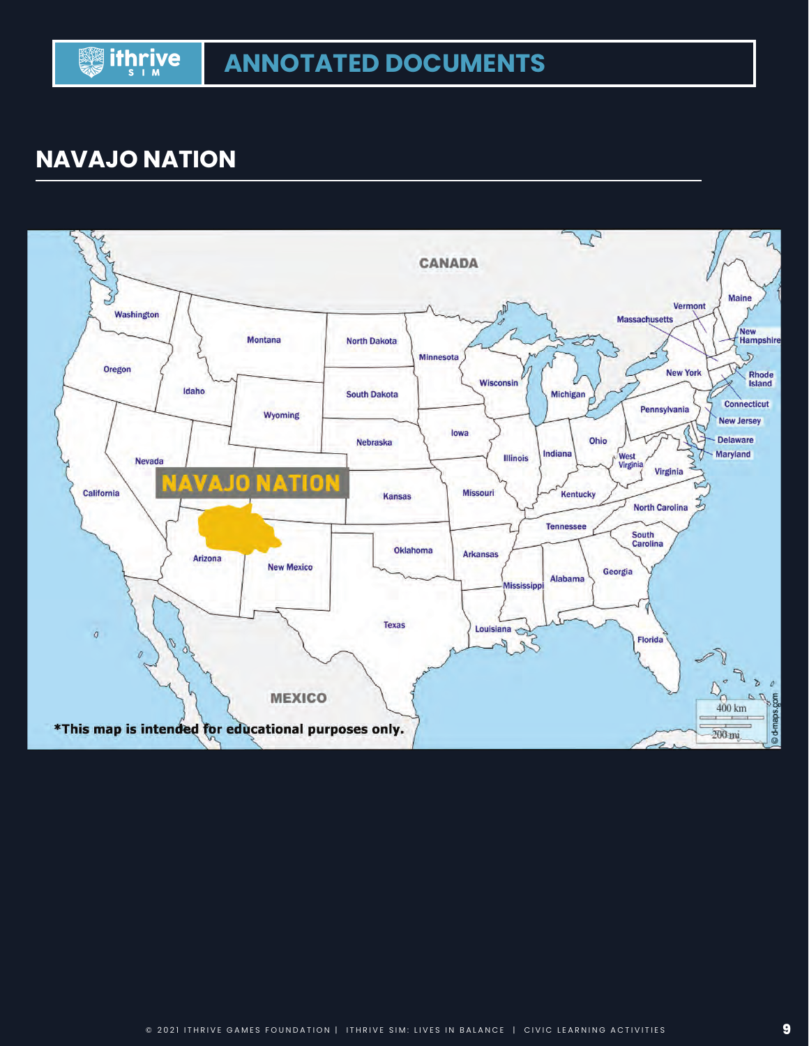## NAVAJO NATION

CANADA

NAVAJO NATION

MEXICO

*This map is intended for educational purposes only.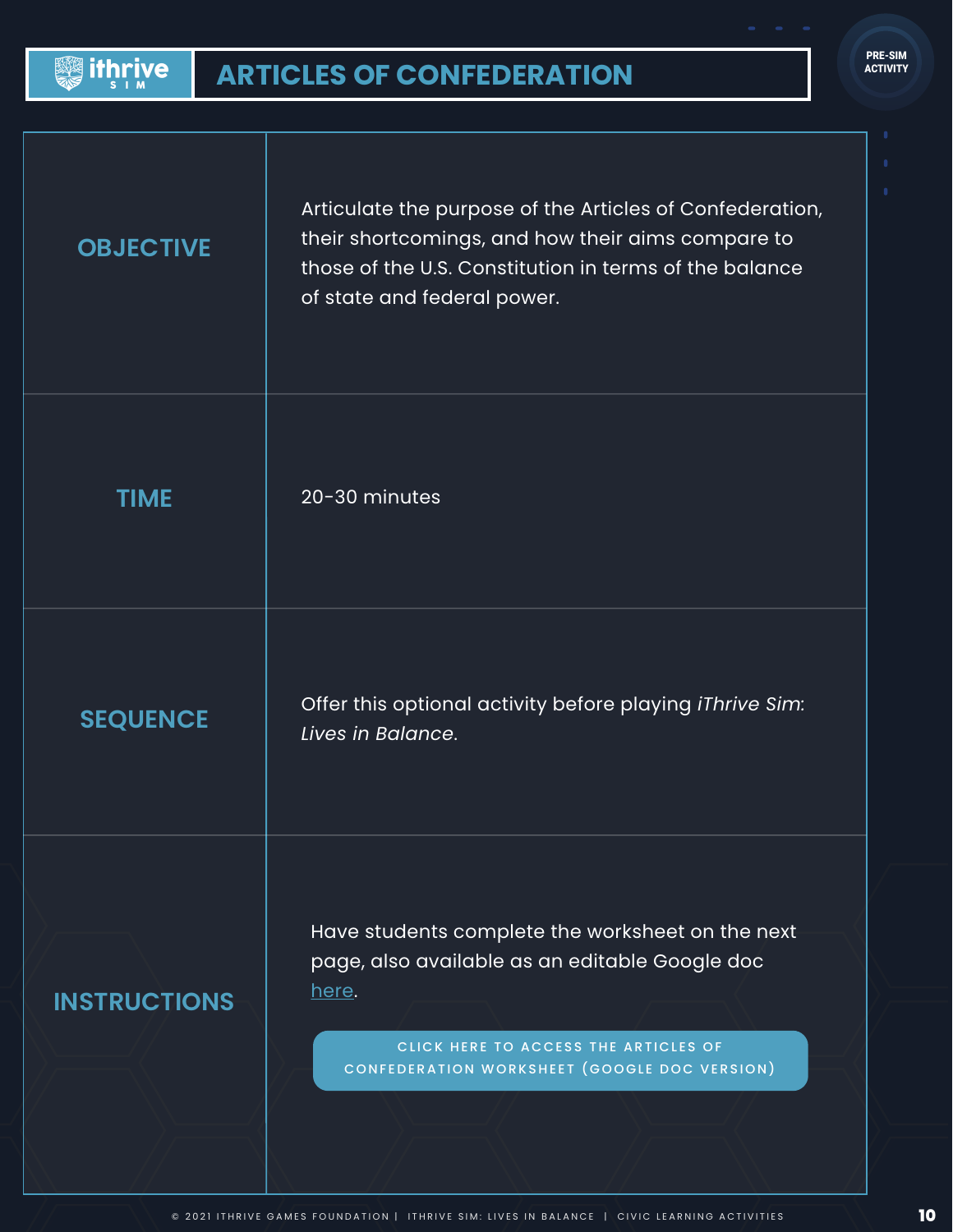# ARTICLES OF CONFEDERATION

PRE-SIM ACTIVITY

| | |
|---|---|
| **OBJECTIVE** | Articulate the purpose of the Articles of Confederation, their shortcomings, and how their aims compare to those of the U.S. Constitution in terms of the balance of state and federal power. |
| **TIME** | 20-30 minutes |
| **SEQUENCE** | Offer this optional activity before playing *iThrive Sim: Lives in Balance*. |
| **INSTRUCTIONS** | Have students complete the worksheet on the next page, also available as an editable Google doc here. <br><br> CLICK HERE TO ACCESS THE ARTICLES OF CONFEDERATION WORKSHEET (GOOGLE DOC VERSION) |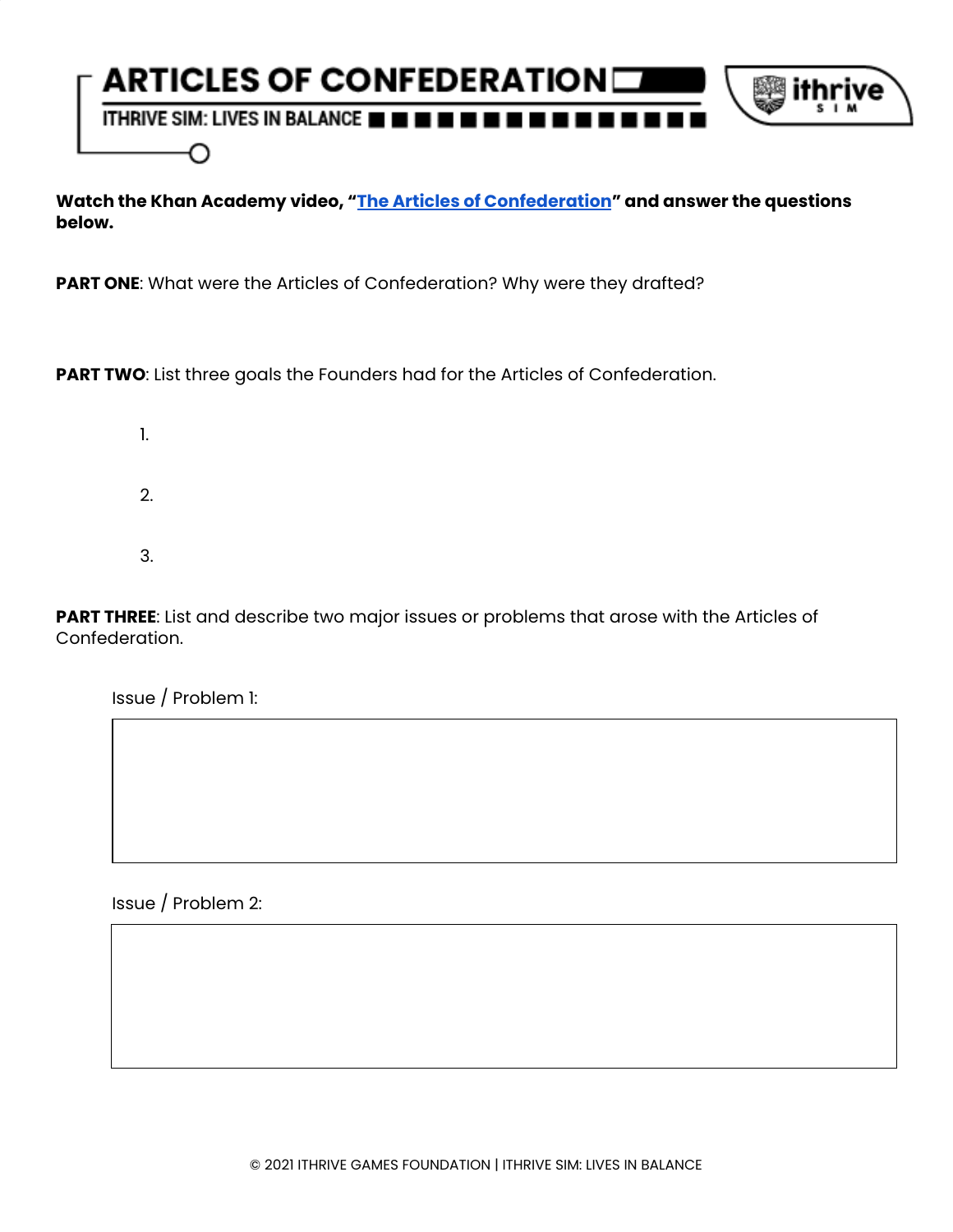# ARTICLES OF CONFEDERATION

ITHRIVE SIM: LIVES IN BALANCE

**Watch the Khan Academy video, "[The Articles of Confederation]" and answer the questions below.**

**PART ONE**: What were the Articles of Confederation? Why were they drafted?

**PART TWO**: List three goals the Founders had for the Articles of Confederation.

1.

2.

3.

**PART THREE**: List and describe two major issues or problems that arose with the Articles of Confederation.

Issue / Problem 1:

Issue / Problem 2:

© 2021 ITHRIVE GAMES FOUNDATION | ITHRIVE SIM: LIVES IN BALANCE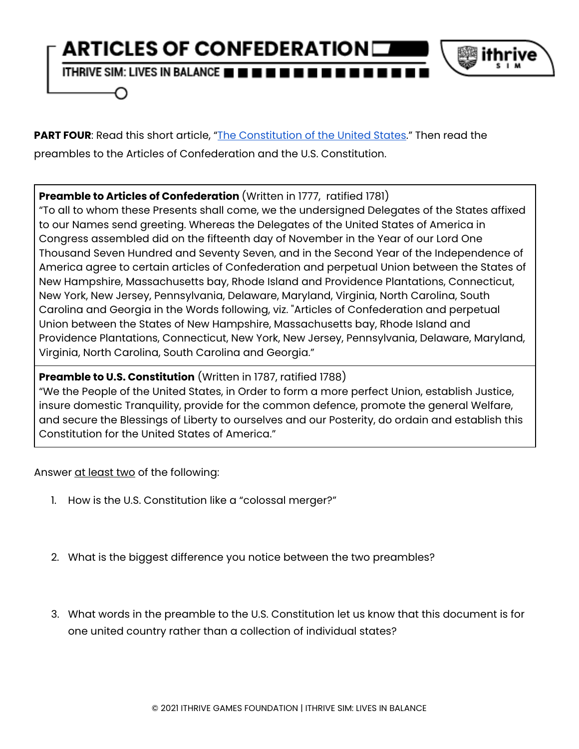# ARTICLES OF CONFEDERATION

ITHRIVE SIM: LIVES IN BALANCE

**PART FOUR**: Read this short article, "The Constitution of the United States." Then read the preambles to the Articles of Confederation and the U.S. Constitution.

| **Preamble to Articles of Confederation** (Written in 1777, ratified 1781) "To all to whom these Presents shall come, we the undersigned Delegates of the States affixed to our Names send greeting. Whereas the Delegates of the United States of America in Congress assembled did on the fifteenth day of November in the Year of our Lord One Thousand Seven Hundred and Seventy Seven, and in the Second Year of the Independence of America agree to certain articles of Confederation and perpetual Union between the States of New Hampshire, Massachusetts bay, Rhode Island and Providence Plantations, Connecticut, New York, New Jersey, Pennsylvania, Delaware, Maryland, Virginia, North Carolina, South Carolina and Georgia in the Words following, viz. "Articles of Confederation and perpetual Union between the States of New Hampshire, Massachusetts bay, Rhode Island and Providence Plantations, Connecticut, New York, New Jersey, Pennsylvania, Delaware, Maryland, Virginia, North Carolina, South Carolina and Georgia." |
|---|
| **Preamble to U.S. Constitution** (Written in 1787, ratified 1788) "We the People of the United States, in Order to form a more perfect Union, establish Justice, insure domestic Tranquility, provide for the common defence, promote the general Welfare, and secure the Blessings of Liberty to ourselves and our Posterity, do ordain and establish this Constitution for the United States of America." |

Answer at least two of the following:

1. How is the U.S. Constitution like a "colossal merger?"

2. What is the biggest difference you notice between the two preambles?

3. What words in the preamble to the U.S. Constitution let us know that this document is for one united country rather than a collection of individual states?

© 2021 ITHRIVE GAMES FOUNDATION | ITHRIVE SIM: LIVES IN BALANCE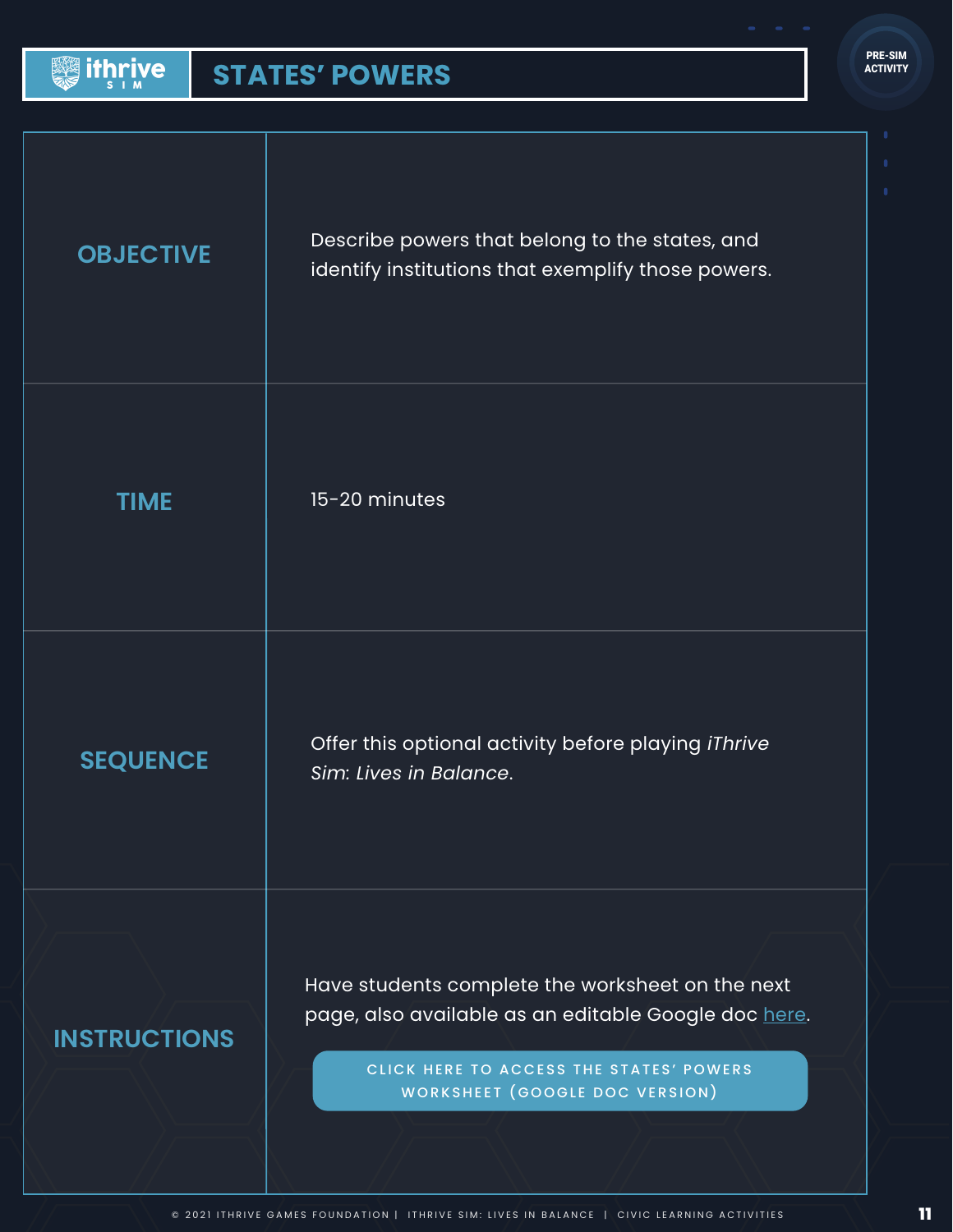# STATES' POWERS

PRE-SIM ACTIVITY

| | |
|---|---|
| **OBJECTIVE** | Describe powers that belong to the states, and identify institutions that exemplify those powers. |
| **TIME** | 15-20 minutes |
| **SEQUENCE** | Offer this optional activity before playing *iThrive Sim: Lives in Balance*. |
| **INSTRUCTIONS** | Have students complete the worksheet on the next page, also available as an editable Google doc here.<br><br>CLICK HERE TO ACCESS THE STATES' POWERS WORKSHEET (GOOGLE DOC VERSION) |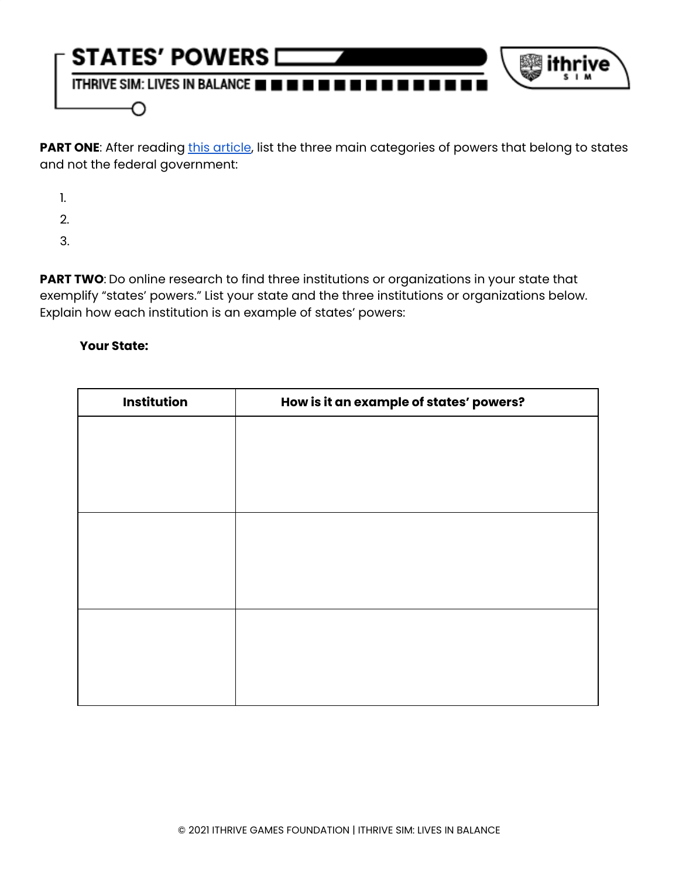# STATES' POWERS

ITHRIVE SIM: LIVES IN BALANCE

**PART ONE**: After reading this article, list the three main categories of powers that belong to states and not the federal government:

1.
2.
3.

**PART TWO**: Do online research to find three institutions or organizations in your state that exemplify "states' powers." List your state and the three institutions or organizations below. Explain how each institution is an example of states' powers:

**Your State:**

| Institution | How is it an example of states' powers? |
| --- | --- |
| | |
| | |
| | |

© 2021 ITHRIVE GAMES FOUNDATION | ITHRIVE SIM: LIVES IN BALANCE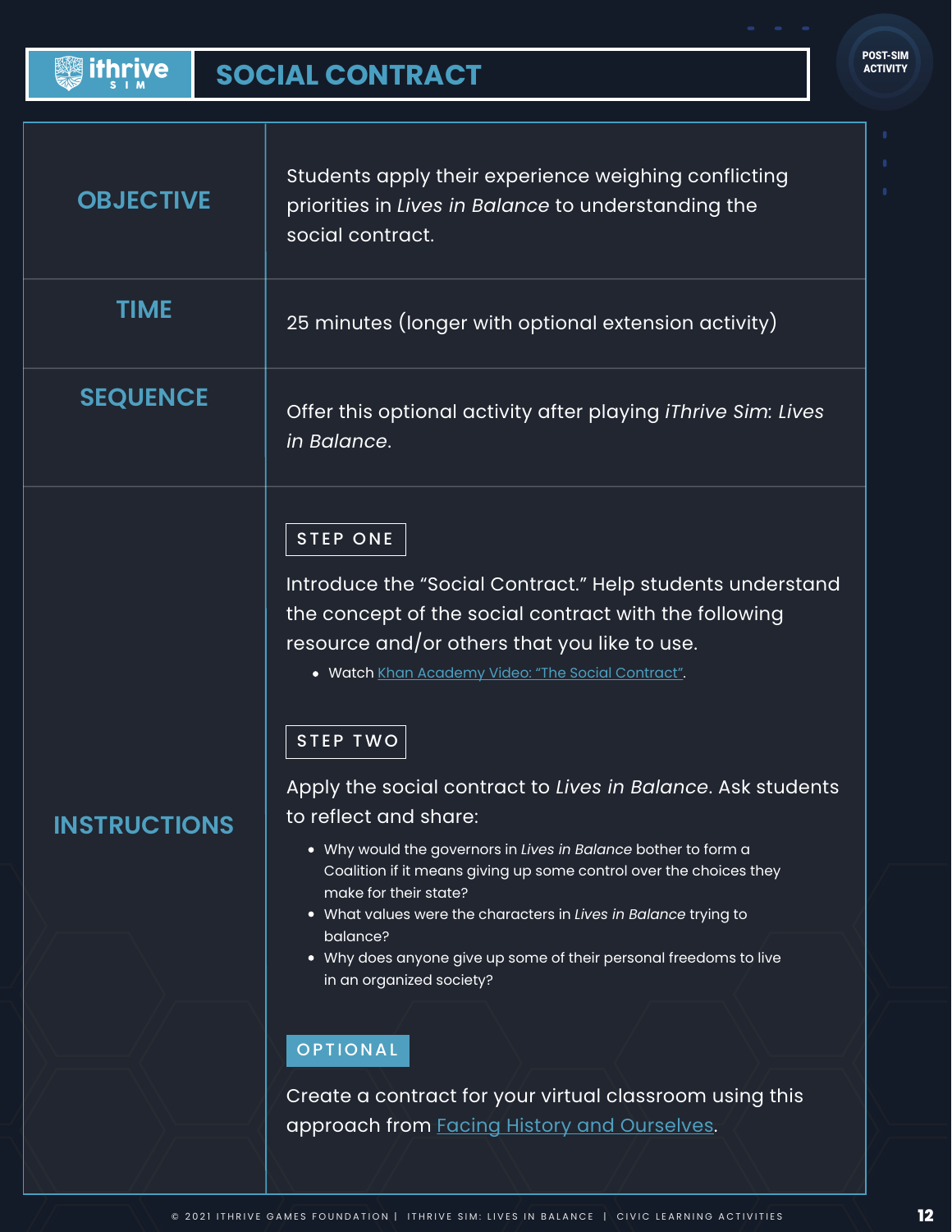# SOCIAL CONTRACT

POST-SIM ACTIVITY

| | |
|---|---|
| **OBJECTIVE** | Students apply their experience weighing conflicting priorities in *Lives in Balance* to understanding the social contract. |
| **TIME** | 25 minutes (longer with optional extension activity) |
| **SEQUENCE** | Offer this optional activity after playing *iThrive Sim: Lives in Balance*. |

## INSTRUCTIONS

### STEP ONE

Introduce the “Social Contract.” Help students understand the concept of the social contract with the following resource and/or others that you like to use.

- Watch Khan Academy Video: “The Social Contract”.

### STEP TWO

Apply the social contract to *Lives in Balance*. Ask students to reflect and share:

- Why would the governors in *Lives in Balance* bother to form a Coalition if it means giving up some control over the choices they make for their state?
- What values were the characters in *Lives in Balance* trying to balance?
- Why does anyone give up some of their personal freedoms to live in an organized society?

### OPTIONAL

Create a contract for your virtual classroom using this approach from Facing History and Ourselves.